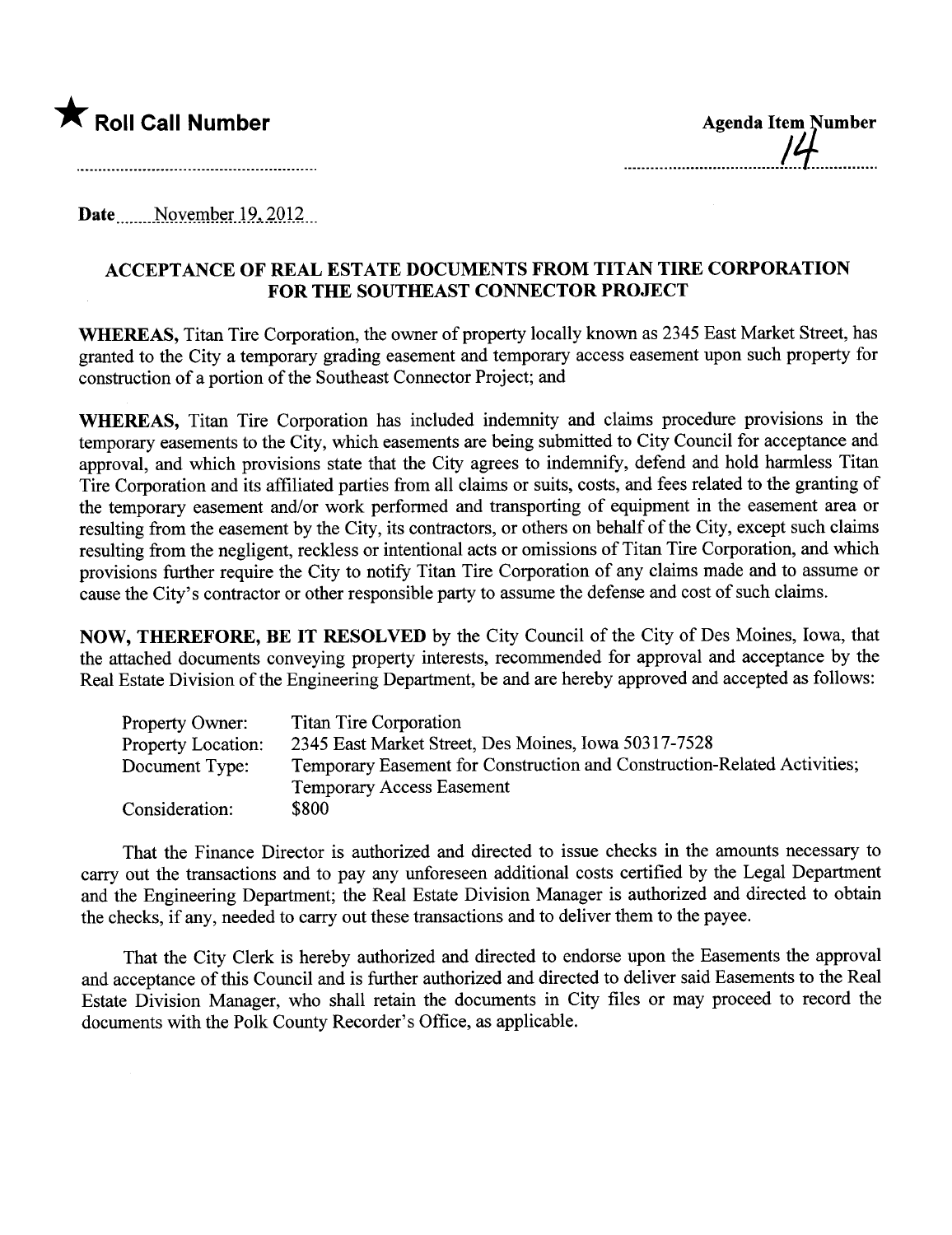★ **Roll Call Number**

**Agenda Item Number**

14

**Date** November 19, 2012

## ACCEPTANCE OF REAL ESTATE DOCUMENTS FROM TITAN TIRE CORPORATION FOR THE SOUTHEAST CONNECTOR PROJECT

**WHEREAS,** Titan Tire Corporation, the owner of property locally known as 2345 East Market Street, has granted to the City a temporary grading easement and temporary access easement upon such property for construction of a portion of the Southeast Connector Project; and

**WHEREAS,** Titan Tire Corporation has included indemnity and claims procedure provisions in the temporary easements to the City, which easements are being submitted to City Council for acceptance and approval, and which provisions state that the City agrees to indemnify, defend and hold harmless Titan Tire Corporation and its affiliated parties from all claims or suits, costs, and fees related to the granting of the temporary easement and/or work performed and transporting of equipment in the easement area or resulting from the easement by the City, its contractors, or others on behalf of the City, except such claims resulting from the negligent, reckless or intentional acts or omissions of Titan Tire Corporation, and which provisions further require the City to notify Titan Tire Corporation of any claims made and to assume or cause the City's contractor or other responsible party to assume the defense and cost of such claims.

**NOW, THEREFORE, BE IT RESOLVED** by the City Council of the City of Des Moines, Iowa, that the attached documents conveying property interests, recommended for approval and acceptance by the Real Estate Division of the Engineering Department, be and are hereby approved and accepted as follows:

| | |
|---|---|
| Property Owner: | Titan Tire Corporation |
| Property Location: | 2345 East Market Street, Des Moines, Iowa 50317-7528 |
| Document Type: | Temporary Easement for Construction and Construction-Related Activities; Temporary Access Easement |
| Consideration: | $800 |

That the Finance Director is authorized and directed to issue checks in the amounts necessary to carry out the transactions and to pay any unforeseen additional costs certified by the Legal Department and the Engineering Department; the Real Estate Division Manager is authorized and directed to obtain the checks, if any, needed to carry out these transactions and to deliver them to the payee.

That the City Clerk is hereby authorized and directed to endorse upon the Easements the approval and acceptance of this Council and is further authorized and directed to deliver said Easements to the Real Estate Division Manager, who shall retain the documents in City files or may proceed to record the documents with the Polk County Recorder's Office, as applicable.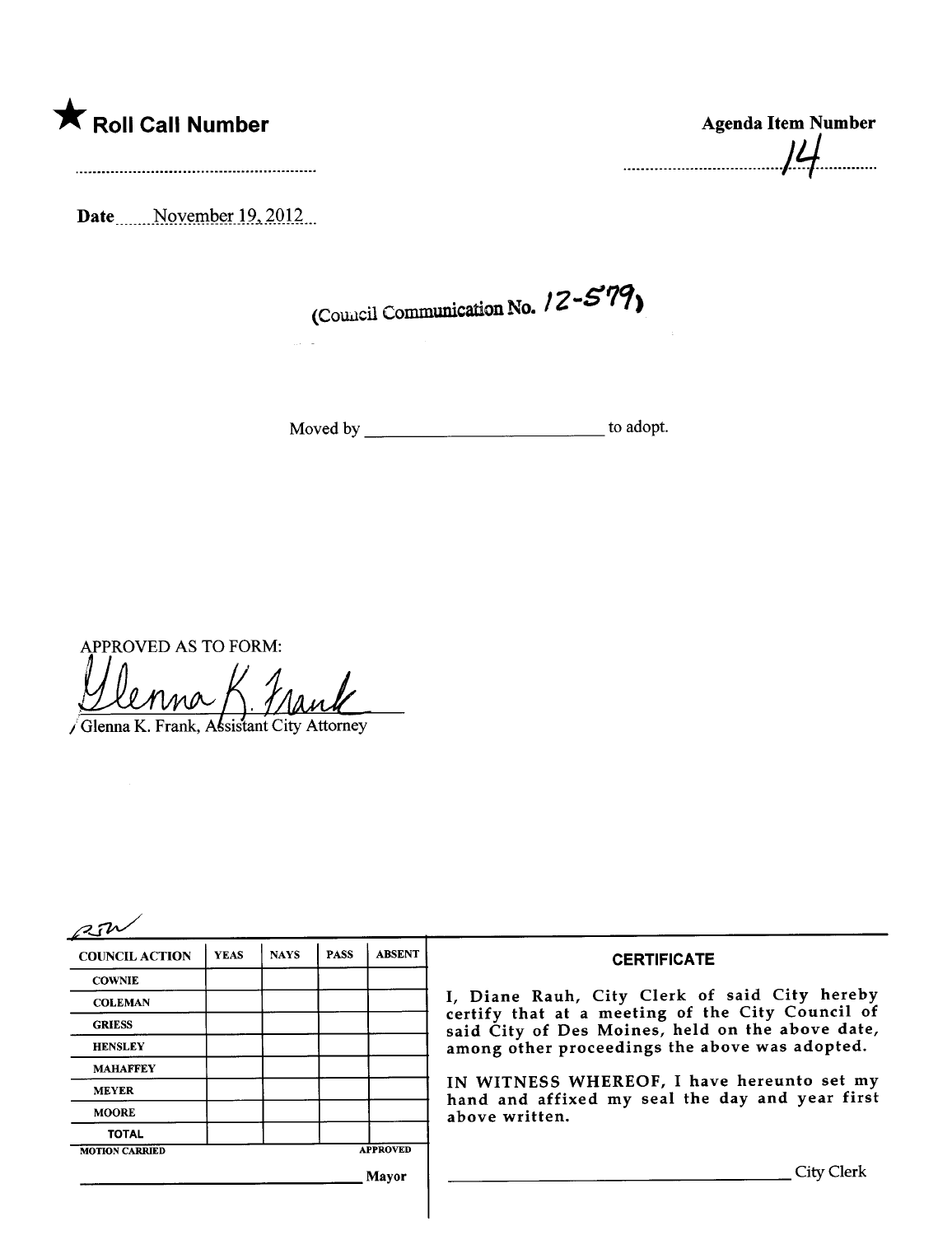★ **Roll Call Number**

..........................................................

**Agenda Item Number**

..............................14..............

**Date** November 19, 2012

(Council Communication No. 12-579)

Moved by ____________________________ to adopt.

APPROVED AS TO FORM:

Glenna K. Frank

/ Glenna K. Frank, Assistant City Attorney

RJW

| COUNCIL ACTION | YEAS | NAYS | PASS | ABSENT |
|---|---|---|---|---|
| COWNIE | | | | |
| COLEMAN | | | | |
| GRIESS | | | | |
| HENSLEY | | | | |
| MAHAFFEY | | | | |
| MEYER | | | | |
| MOORE | | | | |
| TOTAL | | | | |

MOTION CARRIED APPROVED

______________________________ Mayor

**CERTIFICATE**

I, Diane Rauh, City Clerk of said City hereby certify that at a meeting of the City Council of said City of Des Moines, held on the above date, among other proceedings the above was adopted.

IN WITNESS WHEREOF, I have hereunto set my hand and affixed my seal the day and year first above written.

______________________________ City Clerk